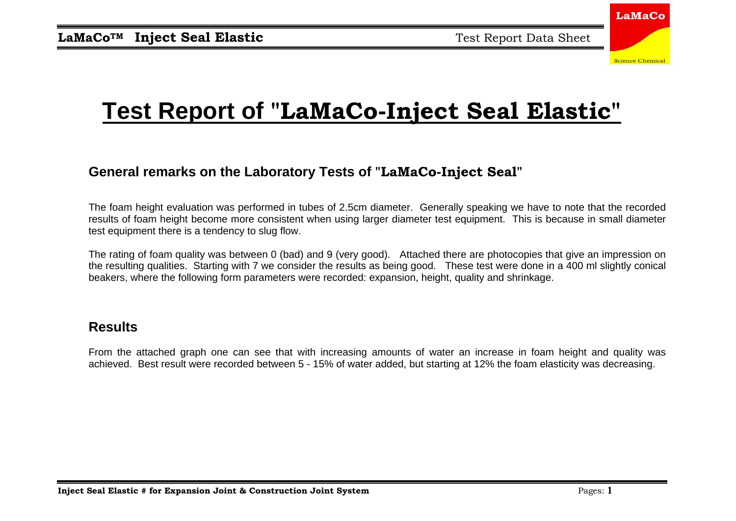# Test Report of "LaMaCo-Inject Seal Elastic"

## General remarks on the Laboratory Tests of "LaMaCo-Inject Seal"

The foam height evaluation was performed in tubes of 2.5cm diameter. Generally speaking we have to note that the recorded results of foam height become more consistent when using larger diameter test equipment. This is because in small diameter test equipment there is a tendency to slug flow.

The rating of foam quality was between 0 (bad) and 9 (very good). Attached there are photocopies that give an impression on the resulting qualities. Starting with 7 we consider the results as being good. These test were done in a 400 ml slightly conical beakers, where the following form parameters were recorded: expansion, height, quality and shrinkage.

## Results

From the attached graph one can see that with increasing amounts of water an increase in foam height and quality was achieved. Best result were recorded between 5 - 15% of water added, but starting at 12% the foam elasticity was decreasing.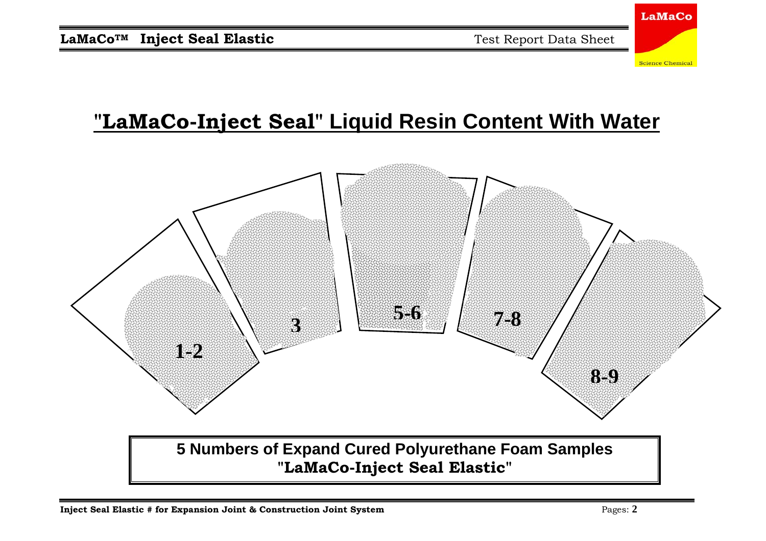# "LaMaCo-Inject Seal" Liquid Resin Content With Water

1-2

3

5-6

7-8

8-9

**5 Numbers of Expand Cured Polyurethane Foam Samples**
**"LaMaCo-Inject Seal Elastic"**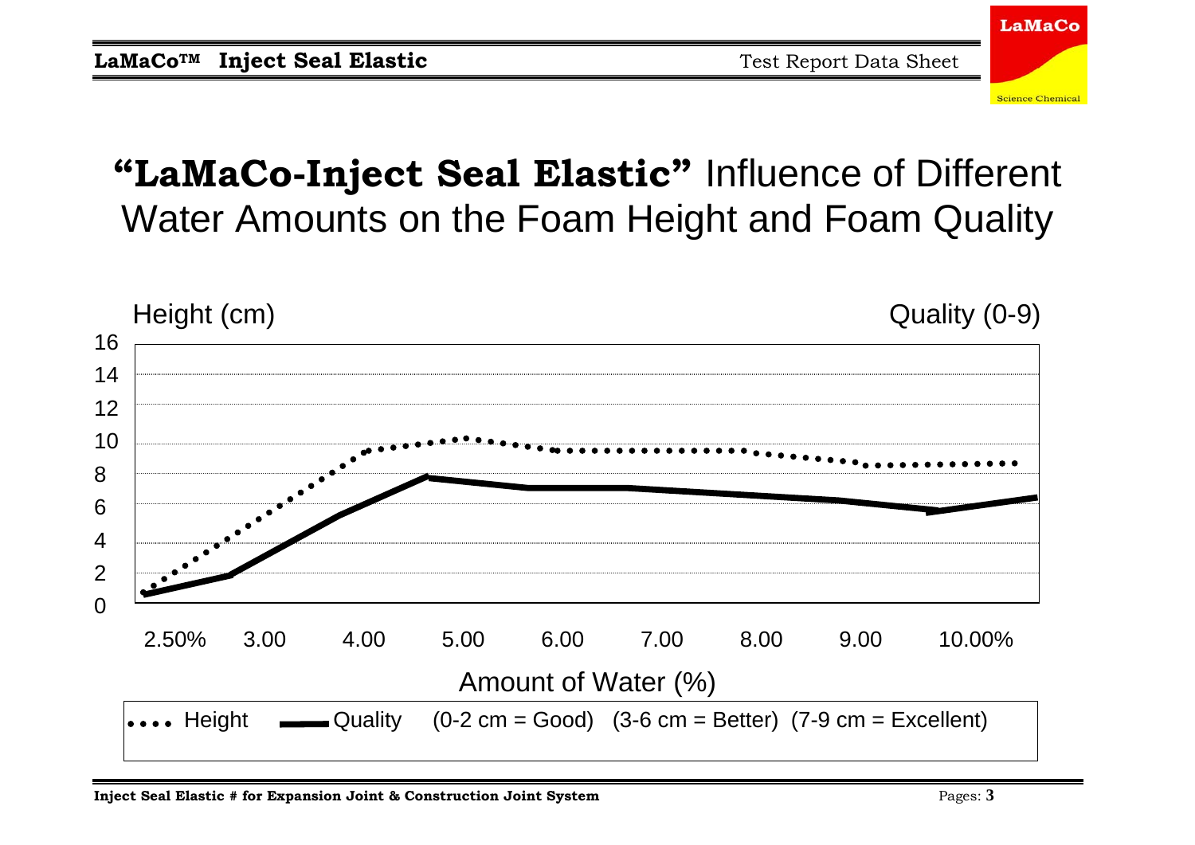# **"LaMaCo-Inject Seal Elastic"** Influence of Different Water Amounts on the Foam Height and Foam Quality

Height (cm)

Quality (0-9)

16
14
12
10
8
6
4
2
0

2.50% 3.00 4.00 5.00 6.00 7.00 8.00 9.00 10.00%

Amount of Water (%)

Height Quality (0-2 cm = Good) (3-6 cm = Better) (7-9 cm = Excellent)